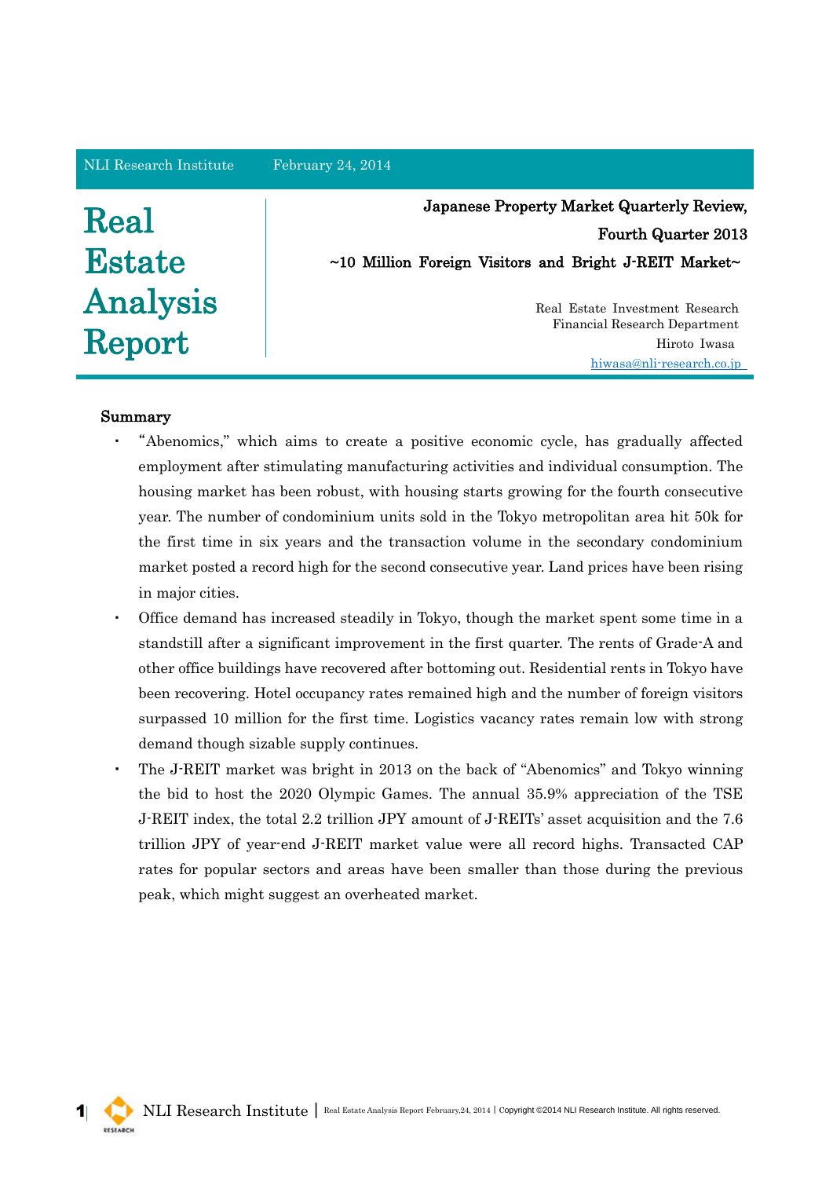NLI Research Institute February 24, 2014

# Real Estate Analysis Report

## Japanese Property Market Quarterly Review, Fourth Quarter 2013

### ~10 Million Foreign Visitors and Bright J-REIT Market~

Real Estate Investment Research
Financial Research Department
Hiroto Iwasa
hiwasa@nli-research.co.jp

**Summary**

- "Abenomics," which aims to create a positive economic cycle, has gradually affected employment after stimulating manufacturing activities and individual consumption. The housing market has been robust, with housing starts growing for the fourth consecutive year. The number of condominium units sold in the Tokyo metropolitan area hit 50k for the first time in six years and the transaction volume in the secondary condominium market posted a record high for the second consecutive year. Land prices have been rising in major cities.
- Office demand has increased steadily in Tokyo, though the market spent some time in a standstill after a significant improvement in the first quarter. The rents of Grade-A and other office buildings have recovered after bottoming out. Residential rents in Tokyo have been recovering. Hotel occupancy rates remained high and the number of foreign visitors surpassed 10 million for the first time. Logistics vacancy rates remain low with strong demand though sizable supply continues.
- The J-REIT market was bright in 2013 on the back of "Abenomics" and Tokyo winning the bid to host the 2020 Olympic Games. The annual 35.9% appreciation of the TSE J-REIT index, the total 2.2 trillion JPY amount of J-REITs' asset acquisition and the 7.6 trillion JPY of year-end J-REIT market value were all record highs. Transacted CAP rates for popular sectors and areas have been smaller than those during the previous peak, which might suggest an overheated market.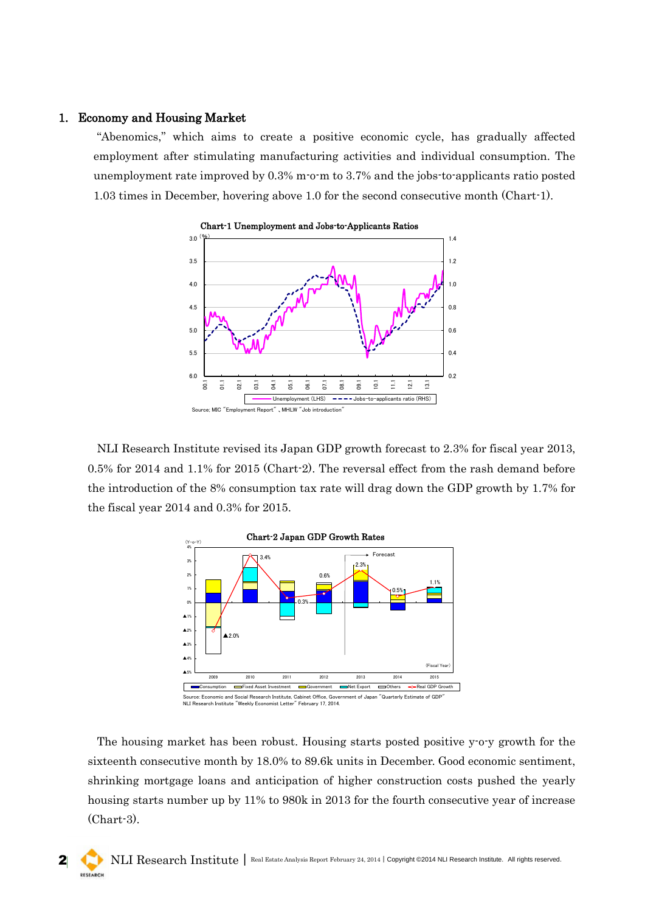## 1. Economy and Housing Market

"Abenomics," which aims to create a positive economic cycle, has gradually affected employment after stimulating manufacturing activities and individual consumption. The unemployment rate improved by 0.3% m-o-m to 3.7% and the jobs-to-applicants ratio posted 1.03 times in December, hovering above 1.0 for the second consecutive month (Chart-1).

**Chart-1 Unemployment and Jobs-to-Applicants Ratios**

Source; MIC "Employment Report", MHLW "Job introduction"

NLI Research Institute revised its Japan GDP growth forecast to 2.3% for fiscal year 2013, 0.5% for 2014 and 1.1% for 2015 (Chart-2). The reversal effect from the rash demand before the introduction of the 8% consumption tax rate will drag down the GDP growth by 1.7% for the fiscal year 2014 and 0.3% for 2015.

**Chart-2 Japan GDP Growth Rates**

Source: Economic and Social Research Institute, Cabinet Office, Government of Japan "Quarterly Estimate of GDP"
NLI Research Institute "Weekly Economist Letter" February 17, 2014.

The housing market has been robust. Housing starts posted positive y-o-y growth for the sixteenth consecutive month by 18.0% to 89.6k units in December. Good economic sentiment, shrinking mortgage loans and anticipation of higher construction costs pushed the yearly housing starts number up by 11% to 980k in 2013 for the fourth consecutive year of increase (Chart-3).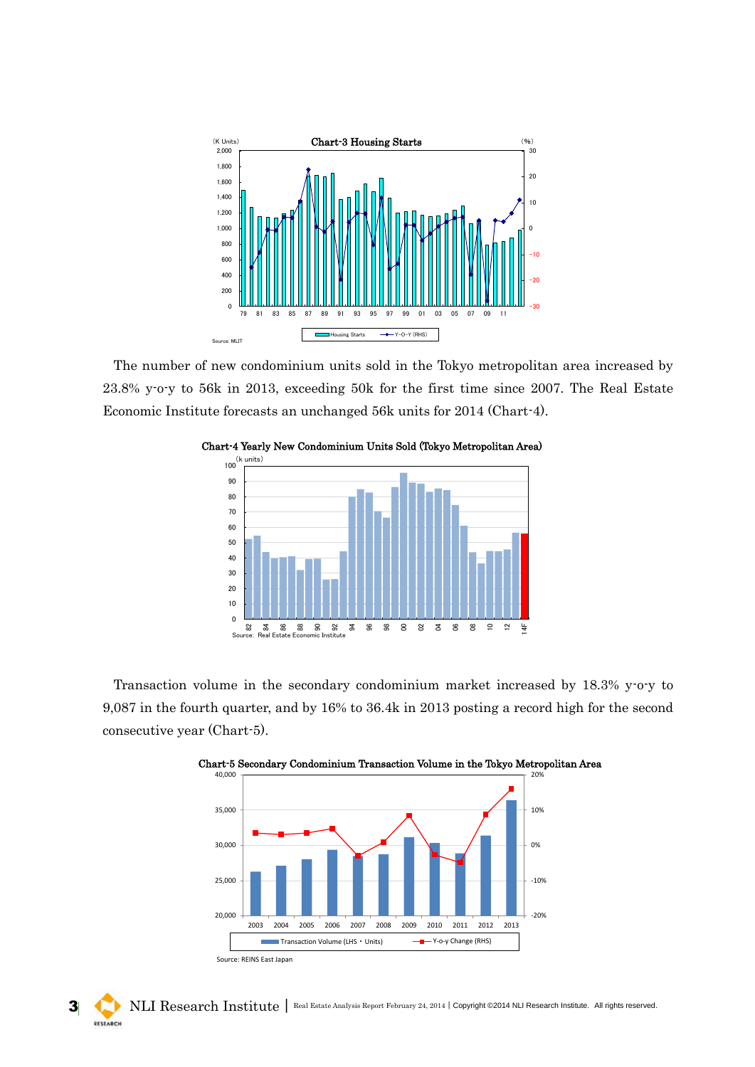**Chart-3 Housing Starts**

(K Units) (%)

Source: MLIT

The number of new condominium units sold in the Tokyo metropolitan area increased by 23.8% y-o-y to 56k in 2013, exceeding 50k for the first time since 2007. The Real Estate Economic Institute forecasts an unchanged 56k units for 2014 (Chart-4).

**Chart-4 Yearly New Condominium Units Sold (Tokyo Metropolitan Area)**

(k units)

Source: Real Estate Economic Institute

Transaction volume in the secondary condominium market increased by 18.3% y-o-y to 9,087 in the fourth quarter, and by 16% to 36.4k in 2013 posting a record high for the second consecutive year (Chart-5).

**Chart-5 Secondary Condominium Transaction Volume in the Tokyo Metropolitan Area**

Source: REINS East Japan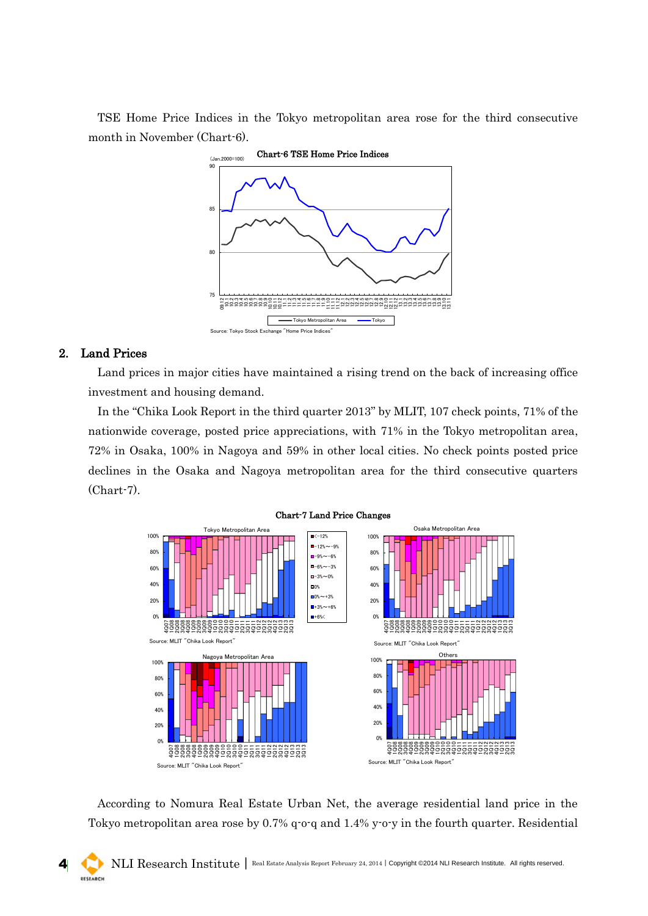TSE Home Price Indices in the Tokyo metropolitan area rose for the third consecutive month in November (Chart-6).

Chart-6 TSE Home Price Indices

Source: Tokyo Stock Exchange "Home Price Indices"

## 2. Land Prices

Land prices in major cities have maintained a rising trend on the back of increasing office investment and housing demand.

In the "Chika Look Report in the third quarter 2013" by MLIT, 107 check points, 71% of the nationwide coverage, posted price appreciations, with 71% in the Tokyo metropolitan area, 72% in Osaka, 100% in Nagoya and 59% in other local cities. No check points posted price declines in the Osaka and Nagoya metropolitan area for the third consecutive quarters (Chart-7).

Chart-7 Land Price Changes

Source: MLIT "Chika Look Report"

According to Nomura Real Estate Urban Net, the average residential land price in the Tokyo metropolitan area rose by 0.7% q-o-q and 1.4% y-o-y in the fourth quarter. Residential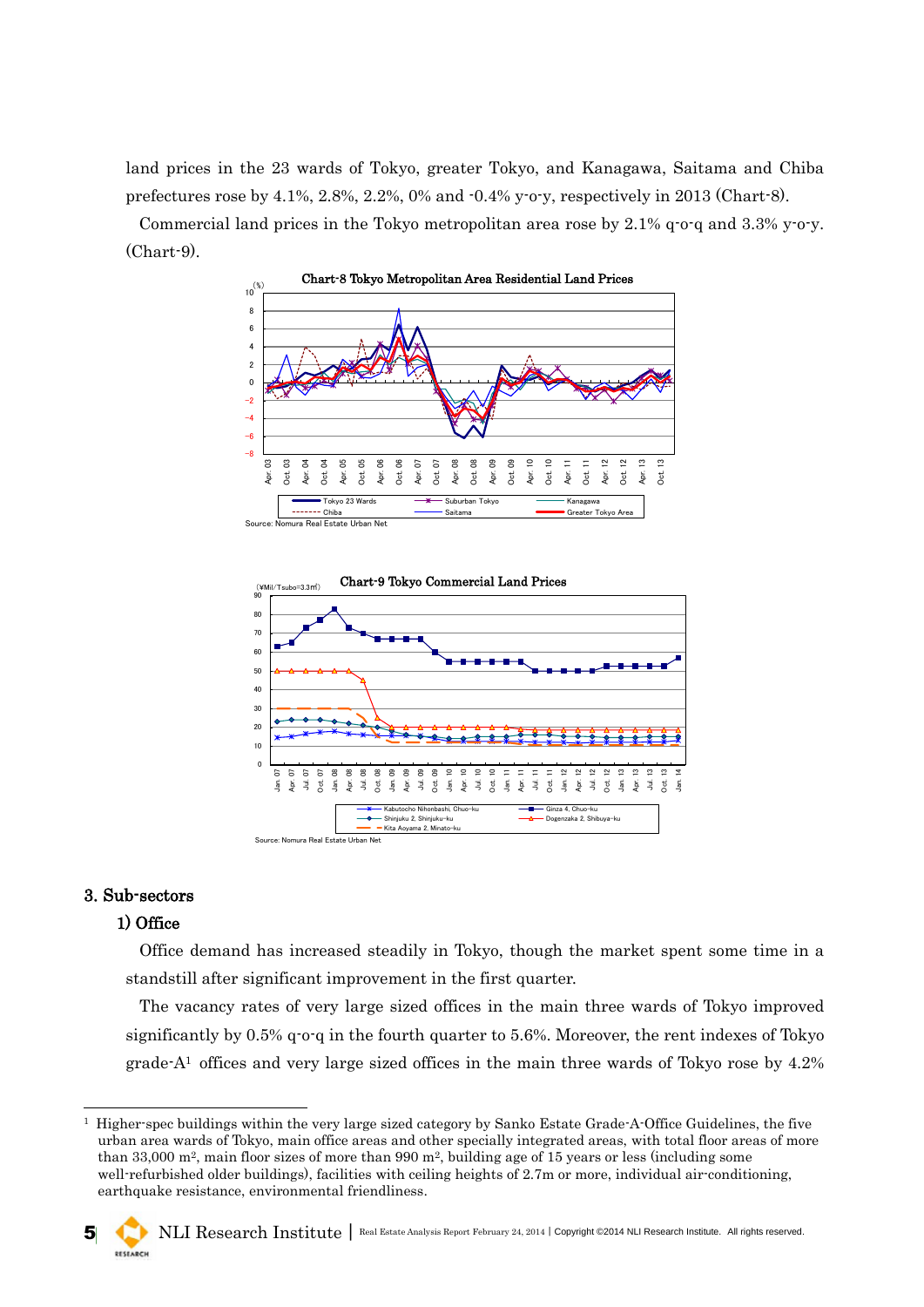land prices in the 23 wards of Tokyo, greater Tokyo, and Kanagawa, Saitama and Chiba prefectures rose by 4.1%, 2.8%, 2.2%, 0% and -0.4% y-o-y, respectively in 2013 (Chart-8).

Commercial land prices in the Tokyo metropolitan area rose by 2.1% q-o-q and 3.3% y-o-y. (Chart-9).

Chart-8 Tokyo Metropolitan Area Residential Land Prices

Source: Nomura Real Estate Urban Net

Chart-9 Tokyo Commercial Land Prices

Source: Nomura Real Estate Urban Net

## 3. Sub-sectors

### 1) Office

Office demand has increased steadily in Tokyo, though the market spent some time in a standstill after significant improvement in the first quarter.

The vacancy rates of very large sized offices in the main three wards of Tokyo improved significantly by 0.5% q-o-q in the fourth quarter to 5.6%. Moreover, the rent indexes of Tokyo grade-A[1] offices and very large sized offices in the main three wards of Tokyo rose by 4.2%

---

[1] Higher-spec buildings within the very large sized category by Sanko Estate Grade-A-Office Guidelines, the five urban area wards of Tokyo, main office areas and other specially integrated areas, with total floor areas of more than 33,000 m², main floor sizes of more than 990 m², building age of 15 years or less (including some well-refurbished older buildings), facilities with ceiling heights of 2.7m or more, individual air-conditioning, earthquake resistance, environmental friendliness.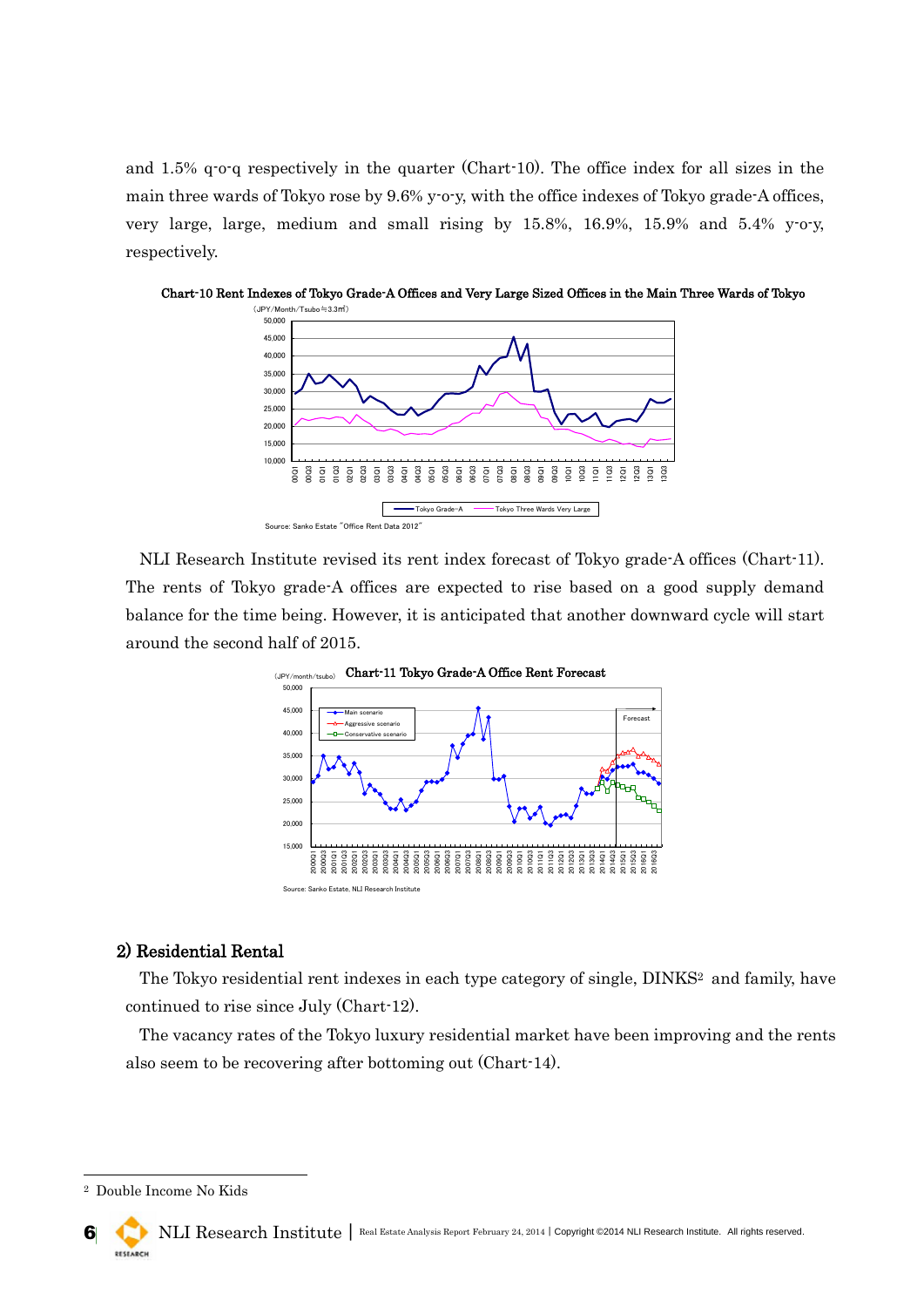and 1.5% q-o-q respectively in the quarter (Chart-10). The office index for all sizes in the main three wards of Tokyo rose by 9.6% y-o-y, with the office indexes of Tokyo grade-A offices, very large, large, medium and small rising by 15.8%, 16.9%, 15.9% and 5.4% y-o-y, respectively.

Chart-10 Rent Indexes of Tokyo Grade-A Offices and Very Large Sized Offices in the Main Three Wards of Tokyo

Source: Sanko Estate "Office Rent Data 2012"

NLI Research Institute revised its rent index forecast of Tokyo grade-A offices (Chart-11). The rents of Tokyo grade-A offices are expected to rise based on a good supply demand balance for the time being. However, it is anticipated that another downward cycle will start around the second half of 2015.

Chart-11 Tokyo Grade-A Office Rent Forecast

Source: Sanko Estate, NLI Research Institute

## 2) Residential Rental

The Tokyo residential rent indexes in each type category of single, DINKS[2] and family, have continued to rise since July (Chart-12).

The vacancy rates of the Tokyo luxury residential market have been improving and the rents also seem to be recovering after bottoming out (Chart-14).

[2] Double Income No Kids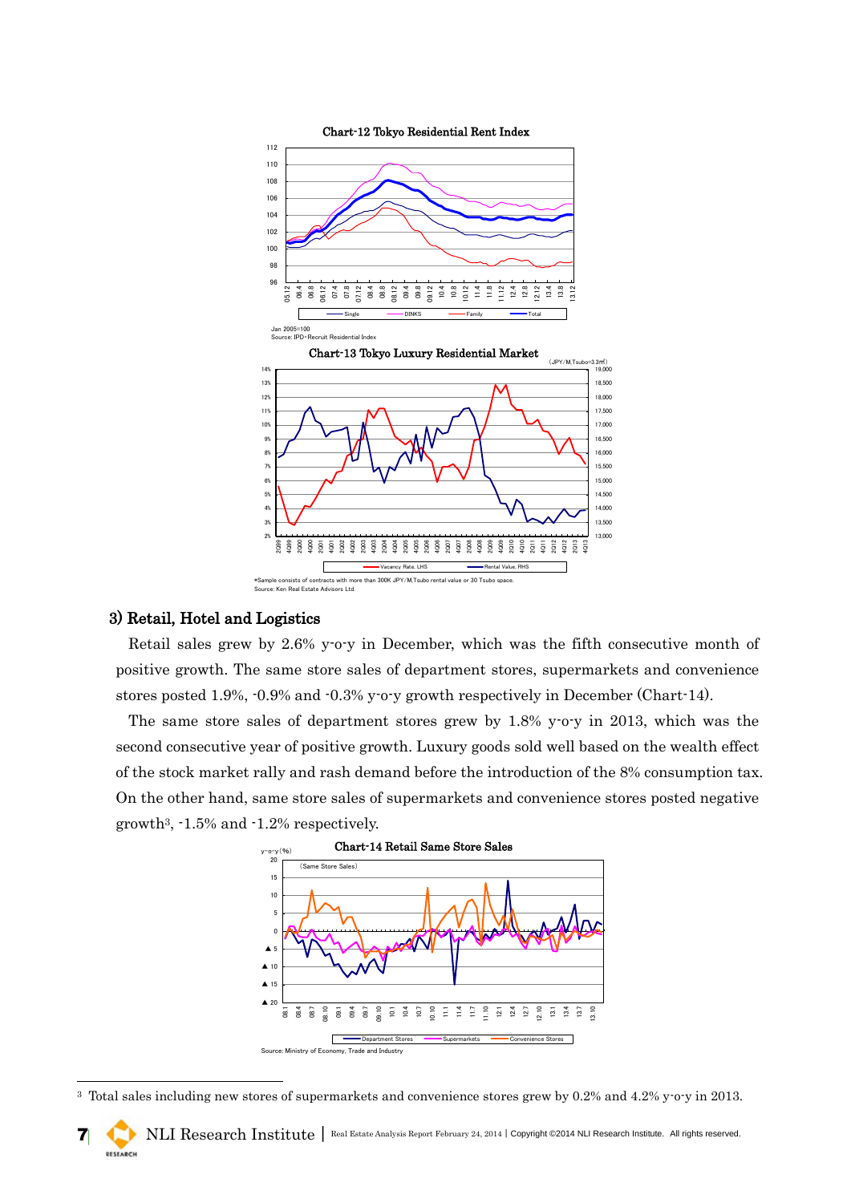Chart-12 Tokyo Residential Rent Index

Jan 2005=100
Source: IPD・Recruit Residential Index

Chart-13 Tokyo Luxury Residential Market

*Sample consists of contracts with more than 300K JPY/M,Tsubo rental value or 30 Tsubo space.
Source: Ken Real Estate Advisors Ltd.

### 3) Retail, Hotel and Logistics

Retail sales grew by 2.6% y-o-y in December, which was the fifth consecutive month of positive growth. The same store sales of department stores, supermarkets and convenience stores posted 1.9%, -0.9% and -0.3% y-o-y growth respectively in December (Chart-14).

The same store sales of department stores grew by 1.8% y-o-y in 2013, which was the second consecutive year of positive growth. Luxury goods sold well based on the wealth effect of the stock market rally and rash demand before the introduction of the 8% consumption tax. On the other hand, same store sales of supermarkets and convenience stores posted negative growth[3], -1.5% and -1.2% respectively.

Chart-14 Retail Same Store Sales

Source: Ministry of Economy, Trade and Industry

---

[3] Total sales including new stores of supermarkets and convenience stores grew by 0.2% and 4.2% y-o-y in 2013.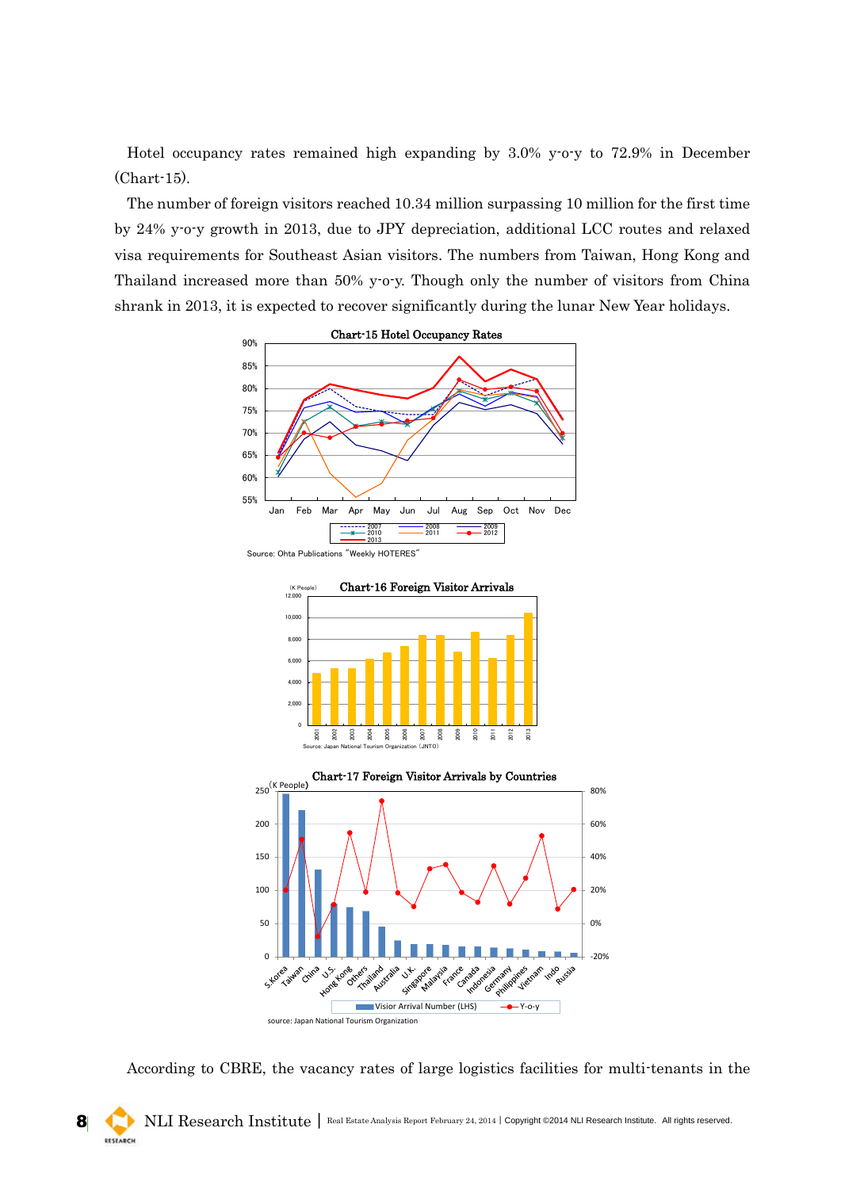Hotel occupancy rates remained high expanding by 3.0% y-o-y to 72.9% in December (Chart-15).

The number of foreign visitors reached 10.34 million surpassing 10 million for the first time by 24% y-o-y growth in 2013, due to JPY depreciation, additional LCC routes and relaxed visa requirements for Southeast Asian visitors. The numbers from Taiwan, Hong Kong and Thailand increased more than 50% y-o-y. Though only the number of visitors from China shrank in 2013, it is expected to recover significantly during the lunar New Year holidays.

**Chart-15 Hotel Occupancy Rates**

Source: Ohta Publications "Weekly HOTERES"

**Chart-16 Foreign Visitor Arrivals**

Source: Japan National Tourism Organization (JNTO)

**Chart-17 Foreign Visitor Arrivals by Countries**

source: Japan National Tourism Organization

According to CBRE, the vacancy rates of large logistics facilities for multi-tenants in the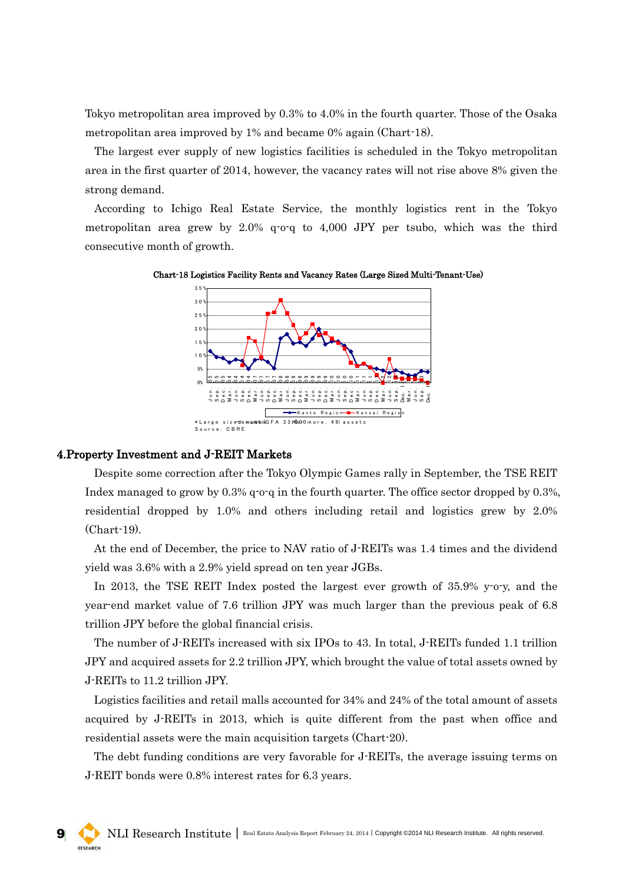Tokyo metropolitan area improved by 0.3% to 4.0% in the fourth quarter. Those of the Osaka metropolitan area improved by 1% and became 0% again (Chart-18).

The largest ever supply of new logistics facilities is scheduled in the Tokyo metropolitan area in the first quarter of 2014, however, the vacancy rates will not rise above 8% given the strong demand.

According to Ichigo Real Estate Service, the monthly logistics rent in the Tokyo metropolitan area grew by 2.0% q-o-q to 4,000 JPY per tsubo, which was the third consecutive month of growth.

**Chart-18 Logistics Facility Rents and Vacancy Rates (Large Sized Multi-Tenant-Use)**

Kanto Region — Kansai Region

*Large sized multi-tenant (GFA 33,000m² or more, 49 assets)
Source: CBRE

## 4.Property Investment and J-REIT Markets

Despite some correction after the Tokyo Olympic Games rally in September, the TSE REIT Index managed to grow by 0.3% q-o-q in the fourth quarter. The office sector dropped by 0.3%, residential dropped by 1.0% and others including retail and logistics grew by 2.0% (Chart-19).

At the end of December, the price to NAV ratio of J-REITs was 1.4 times and the dividend yield was 3.6% with a 2.9% yield spread on ten year JGBs.

In 2013, the TSE REIT Index posted the largest ever growth of 35.9% y-o-y, and the year-end market value of 7.6 trillion JPY was much larger than the previous peak of 6.8 trillion JPY before the global financial crisis.

The number of J-REITs increased with six IPOs to 43. In total, J-REITs funded 1.1 trillion JPY and acquired assets for 2.2 trillion JPY, which brought the value of total assets owned by J-REITs to 11.2 trillion JPY.

Logistics facilities and retail malls accounted for 34% and 24% of the total amount of assets acquired by J-REITs in 2013, which is quite different from the past when office and residential assets were the main acquisition targets (Chart-20).

The debt funding conditions are very favorable for J-REITs, the average issuing terms on J-REIT bonds were 0.8% interest rates for 6.3 years.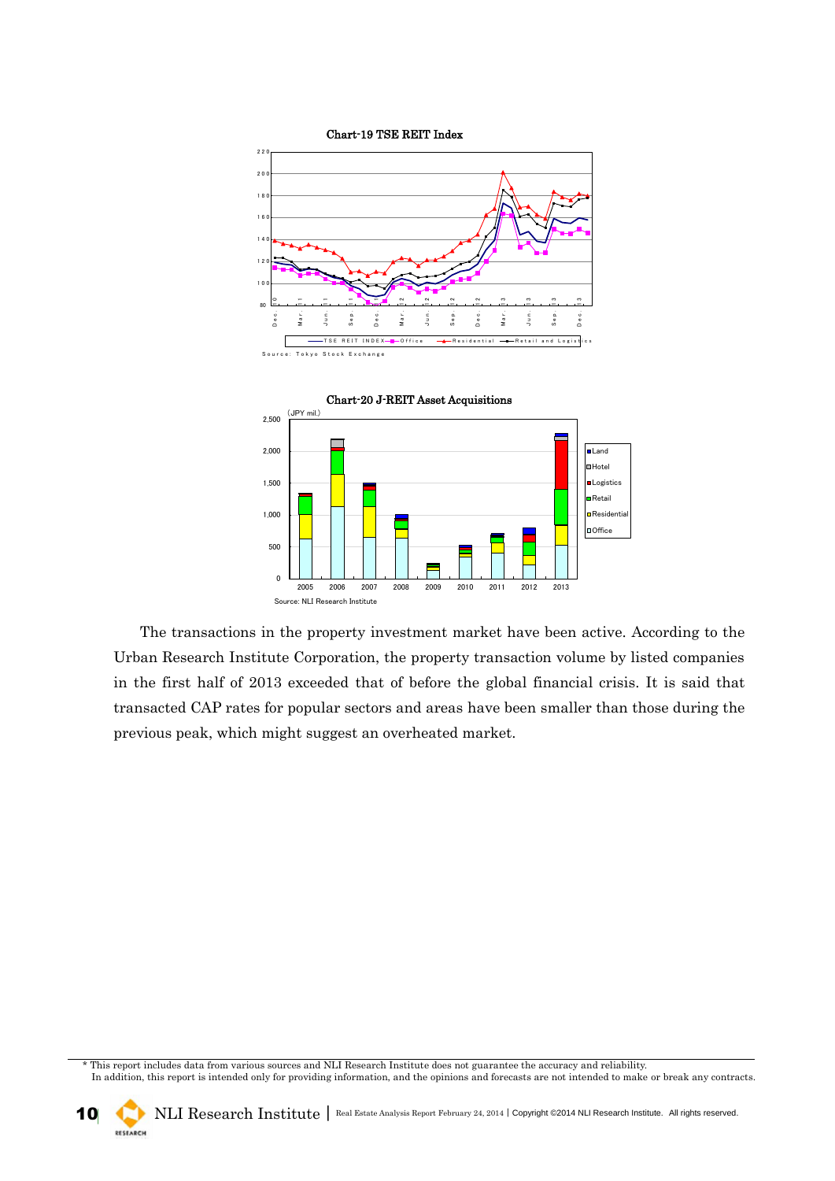**Chart-19 TSE REIT Index**

220
200
180
160
140
120
100
80

Dec. 10, Mar. 11, Jun. 11, Sep. 11, Dec. 11, Mar. 12, Jun. 12, Sep. 12, Dec. 12, Mar. 13, Jun. 13, Sep. 13, Dec. 13

TSE REIT INDEX — Office — Residential — Retail and Logistics

Source: Tokyo Stock Exchange

**Chart-20 J-REIT Asset Acquisitions**

(JPY mil.)

2,500
2,000
1,500
1,000
500
0

2005 2006 2007 2008 2009 2010 2011 2012 2013

Land
Hotel
Logistics
Retail
Residential
Office

Source: NLI Research Institute

The transactions in the property investment market have been active. According to the Urban Research Institute Corporation, the property transaction volume by listed companies in the first half of 2013 exceeded that of before the global financial crisis. It is said that transacted CAP rates for popular sectors and areas have been smaller than those during the previous peak, which might suggest an overheated market.

* This report includes data from various sources and NLI Research Institute does not guarantee the accuracy and reliability. In addition, this report is intended only for providing information, and the opinions and forecasts are not intended to make or break any contracts.